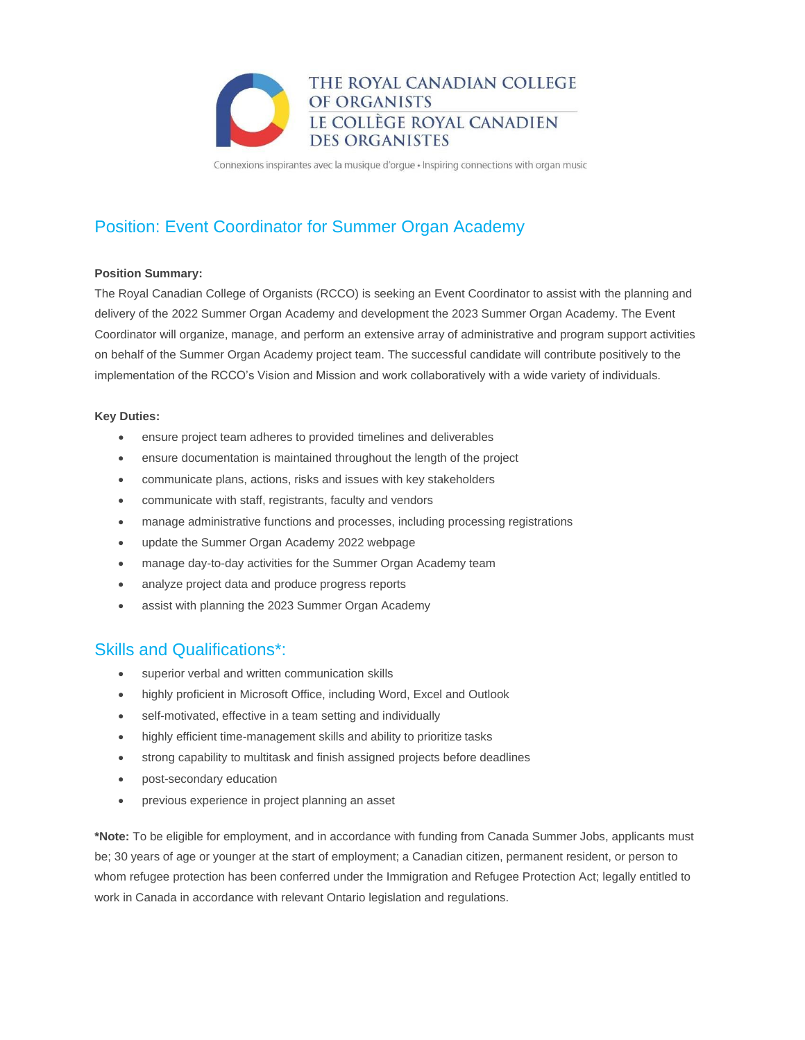THE ROYAL CANADIAN COLLEGE OF ORGANISTS
LE COLLÈGE ROYAL CANADIEN DES ORGANISTES

Connexions inspirantes avec la musique d'orgue • Inspiring connections with organ music

## Position: Event Coordinator for Summer Organ Academy

**Position Summary:**
The Royal Canadian College of Organists (RCCO) is seeking an Event Coordinator to assist with the planning and delivery of the 2022 Summer Organ Academy and development the 2023 Summer Organ Academy. The Event Coordinator will organize, manage, and perform an extensive array of administrative and program support activities on behalf of the Summer Organ Academy project team. The successful candidate will contribute positively to the implementation of the RCCO's Vision and Mission and work collaboratively with a wide variety of individuals.

**Key Duties:**

- ensure project team adheres to provided timelines and deliverables
- ensure documentation is maintained throughout the length of the project
- communicate plans, actions, risks and issues with key stakeholders
- communicate with staff, registrants, faculty and vendors
- manage administrative functions and processes, including processing registrations
- update the Summer Organ Academy 2022 webpage
- manage day-to-day activities for the Summer Organ Academy team
- analyze project data and produce progress reports
- assist with planning the 2023 Summer Organ Academy

## Skills and Qualifications*:

- superior verbal and written communication skills
- highly proficient in Microsoft Office, including Word, Excel and Outlook
- self-motivated, effective in a team setting and individually
- highly efficient time-management skills and ability to prioritize tasks
- strong capability to multitask and finish assigned projects before deadlines
- post-secondary education
- previous experience in project planning an asset

***Note:** To be eligible for employment, and in accordance with funding from Canada Summer Jobs, applicants must be; 30 years of age or younger at the start of employment; a Canadian citizen, permanent resident, or person to whom refugee protection has been conferred under the Immigration and Refugee Protection Act; legally entitled to work in Canada in accordance with relevant Ontario legislation and regulations.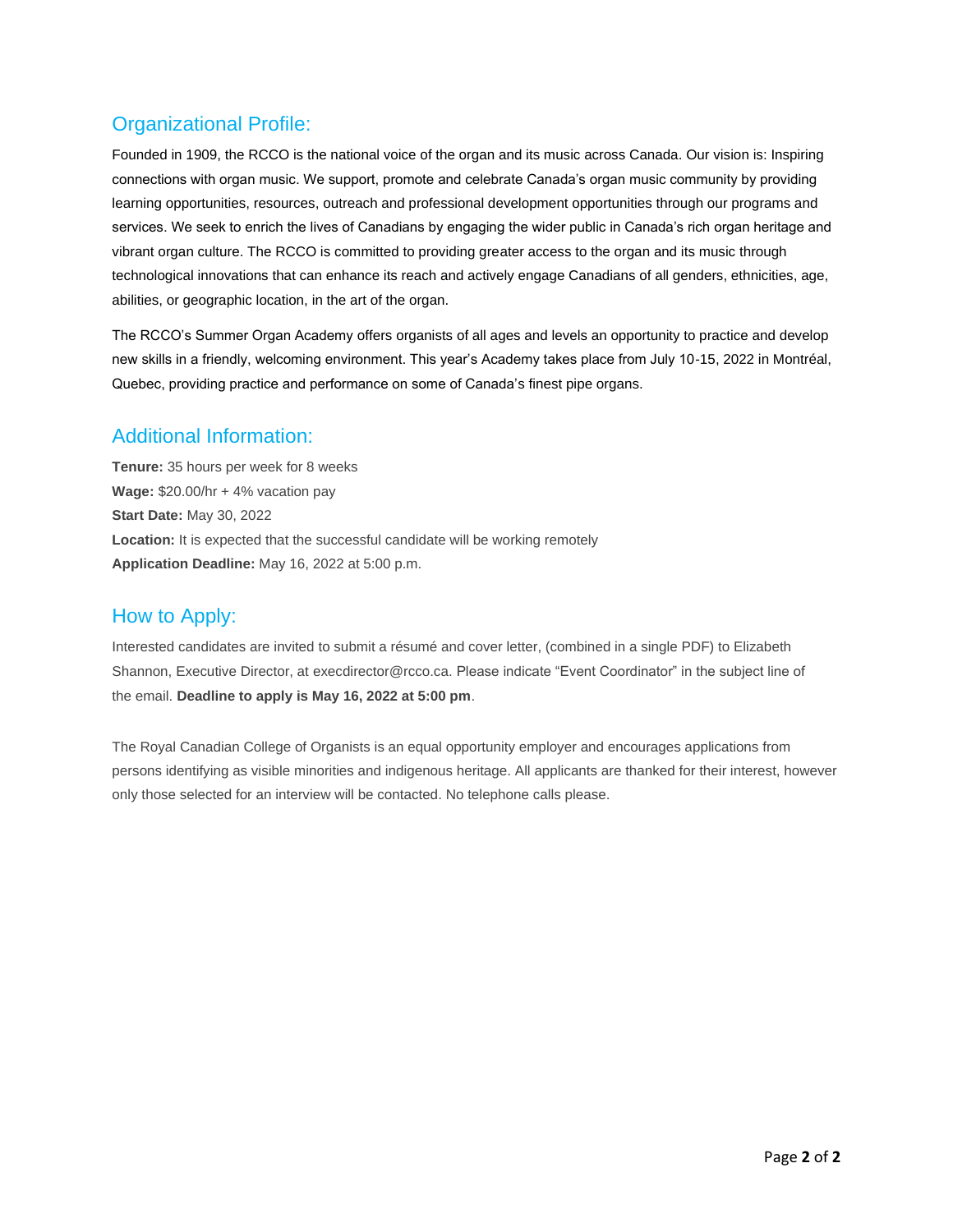## Organizational Profile:

Founded in 1909, the RCCO is the national voice of the organ and its music across Canada. Our vision is: Inspiring connections with organ music. We support, promote and celebrate Canada's organ music community by providing learning opportunities, resources, outreach and professional development opportunities through our programs and services. We seek to enrich the lives of Canadians by engaging the wider public in Canada's rich organ heritage and vibrant organ culture. The RCCO is committed to providing greater access to the organ and its music through technological innovations that can enhance its reach and actively engage Canadians of all genders, ethnicities, age, abilities, or geographic location, in the art of the organ.

The RCCO's Summer Organ Academy offers organists of all ages and levels an opportunity to practice and develop new skills in a friendly, welcoming environment. This year's Academy takes place from July 10-15, 2022 in Montréal, Quebec, providing practice and performance on some of Canada's finest pipe organs.

## Additional Information:

**Tenure:** 35 hours per week for 8 weeks
**Wage:** $20.00/hr + 4% vacation pay
**Start Date:** May 30, 2022
**Location:** It is expected that the successful candidate will be working remotely
**Application Deadline:** May 16, 2022 at 5:00 p.m.

## How to Apply:

Interested candidates are invited to submit a résumé and cover letter, (combined in a single PDF) to Elizabeth Shannon, Executive Director, at execdirector@rcco.ca. Please indicate "Event Coordinator" in the subject line of the email. **Deadline to apply is May 16, 2022 at 5:00 pm**.

The Royal Canadian College of Organists is an equal opportunity employer and encourages applications from persons identifying as visible minorities and indigenous heritage. All applicants are thanked for their interest, however only those selected for an interview will be contacted. No telephone calls please.